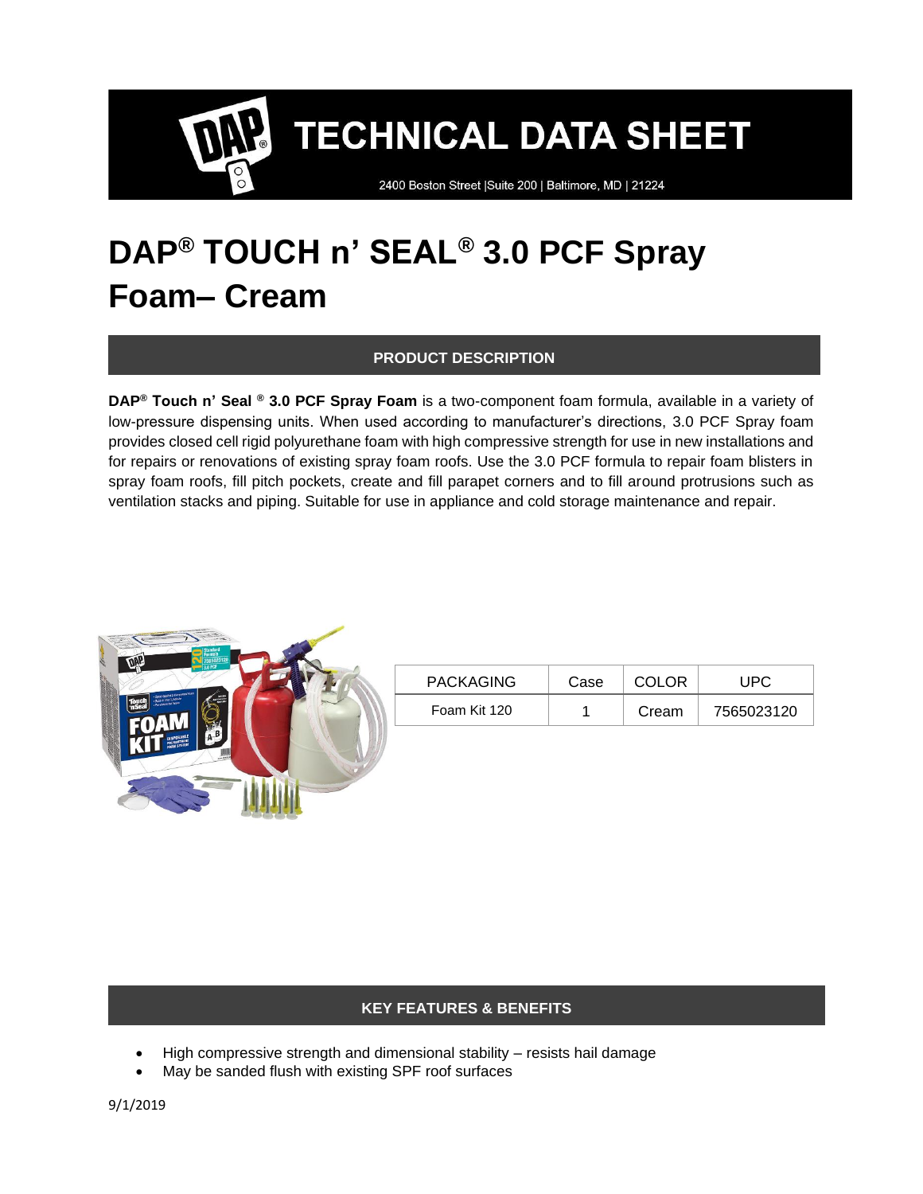# TECHNICAL DATA SHEET

2400 Boston Street |Suite 200 | Baltimore, MD | 21224

# DAP® TOUCH n' SEAL® 3.0 PCF Spray Foam– Cream

## PRODUCT DESCRIPTION

**DAP® Touch n' Seal ® 3.0 PCF Spray Foam** is a two-component foam formula, available in a variety of low-pressure dispensing units. When used according to manufacturer's directions, 3.0 PCF Spray foam provides closed cell rigid polyurethane foam with high compressive strength for use in new installations and for repairs or renovations of existing spray foam roofs. Use the 3.0 PCF formula to repair foam blisters in spray foam roofs, fill pitch pockets, create and fill parapet corners and to fill around protrusions such as ventilation stacks and piping. Suitable for use in appliance and cold storage maintenance and repair.

| PACKAGING | Case | COLOR | UPC |
| --- | --- | --- | --- |
| Foam Kit 120 | 1 | Cream | 7565023120 |

## KEY FEATURES & BENEFITS

- High compressive strength and dimensional stability – resists hail damage
- May be sanded flush with existing SPF roof surfaces

9/1/2019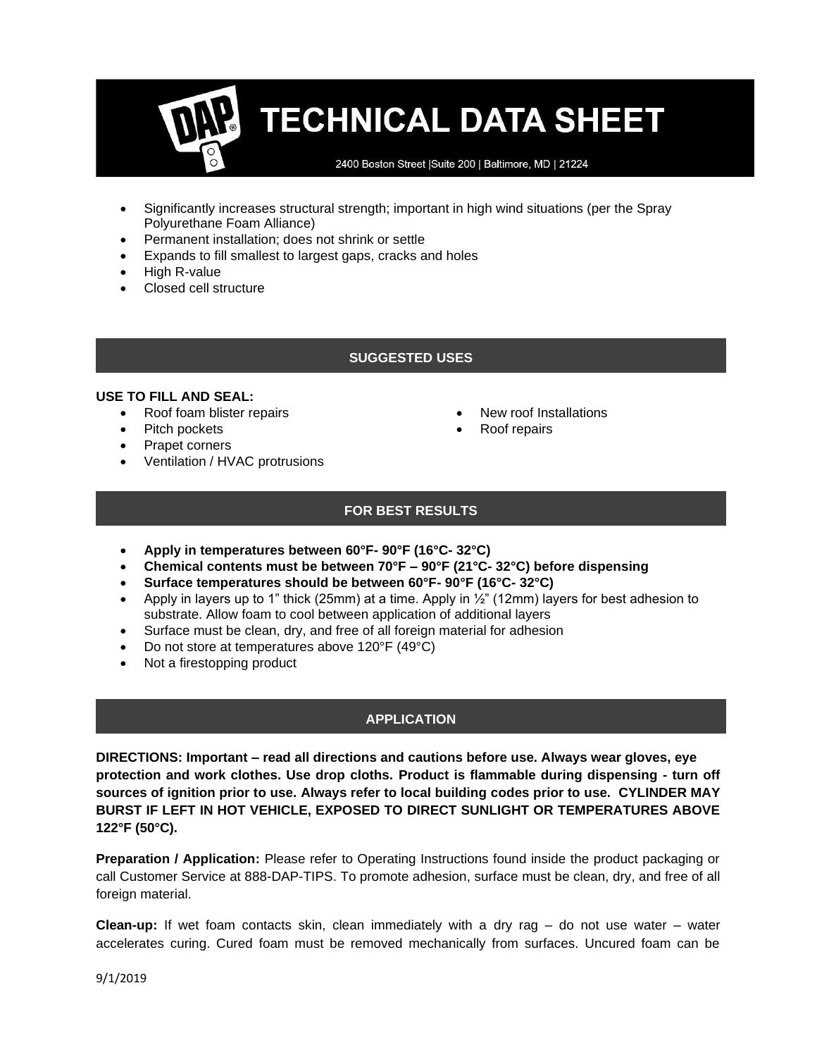- Significantly increases structural strength; important in high wind situations (per the Spray Polyurethane Foam Alliance)
- Permanent installation; does not shrink or settle
- Expands to fill smallest to largest gaps, cracks and holes
- High R-value
- Closed cell structure

## SUGGESTED USES

**USE TO FILL AND SEAL:**

- Roof foam blister repairs
- Pitch pockets
- Prapet corners
- Ventilation / HVAC protrusions
- New roof Installations
- Roof repairs

## FOR BEST RESULTS

- **Apply in temperatures between 60°F- 90°F (16°C- 32°C)**
- **Chemical contents must be between 70°F – 90°F (21°C- 32°C) before dispensing**
- **Surface temperatures should be between 60°F- 90°F (16°C- 32°C)**
- Apply in layers up to 1" thick (25mm) at a time. Apply in ½" (12mm) layers for best adhesion to substrate. Allow foam to cool between application of additional layers
- Surface must be clean, dry, and free of all foreign material for adhesion
- Do not store at temperatures above 120°F (49°C)
- Not a firestopping product

## APPLICATION

**DIRECTIONS: Important – read all directions and cautions before use. Always wear gloves, eye protection and work clothes. Use drop cloths. Product is flammable during dispensing - turn off sources of ignition prior to use. Always refer to local building codes prior to use. CYLINDER MAY BURST IF LEFT IN HOT VEHICLE, EXPOSED TO DIRECT SUNLIGHT OR TEMPERATURES ABOVE 122°F (50°C).**

**Preparation / Application:** Please refer to Operating Instructions found inside the product packaging or call Customer Service at 888-DAP-TIPS. To promote adhesion, surface must be clean, dry, and free of all foreign material.

**Clean-up:** If wet foam contacts skin, clean immediately with a dry rag – do not use water – water accelerates curing. Cured foam must be removed mechanically from surfaces. Uncured foam can be

9/1/2019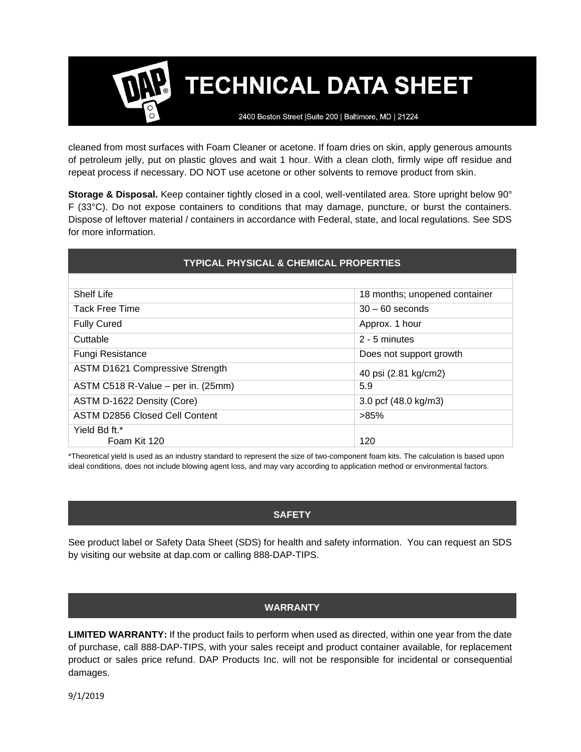cleaned from most surfaces with Foam Cleaner or acetone. If foam dries on skin, apply generous amounts of petroleum jelly, put on plastic gloves and wait 1 hour. With a clean cloth, firmly wipe off residue and repeat process if necessary. DO NOT use acetone or other solvents to remove product from skin.

**Storage & Disposal.** Keep container tightly closed in a cool, well-ventilated area. Store upright below 90° F (33°C). Do not expose containers to conditions that may damage, puncture, or burst the containers. Dispose of leftover material / containers in accordance with Federal, state, and local regulations. See SDS for more information.

## TYPICAL PHYSICAL & CHEMICAL PROPERTIES

| | |
|---|---|
| Shelf Life | 18 months; unopened container |
| Tack Free Time | 30 – 60 seconds |
| Fully Cured | Approx. 1 hour |
| Cuttable | 2 - 5 minutes |
| Fungi Resistance | Does not support growth |
| ASTM D1621 Compressive Strength | 40 psi (2.81 kg/cm2) |
| ASTM C518 R-Value – per in. (25mm) | 5.9 |
| ASTM D-1622 Density (Core) | 3.0 pcf (48.0 kg/m3) |
| ASTM D2856 Closed Cell Content | >85% |
| Yield Bd ft.* Foam Kit 120 | 120 |

*Theoretical yield is used as an industry standard to represent the size of two-component foam kits. The calculation is based upon ideal conditions, does not include blowing agent loss, and may vary according to application method or environmental factors.

## SAFETY

See product label or Safety Data Sheet (SDS) for health and safety information. You can request an SDS by visiting our website at dap.com or calling 888-DAP-TIPS.

## WARRANTY

**LIMITED WARRANTY:** If the product fails to perform when used as directed, within one year from the date of purchase, call 888-DAP-TIPS, with your sales receipt and product container available, for replacement product or sales price refund. DAP Products Inc. will not be responsible for incidental or consequential damages.

9/1/2019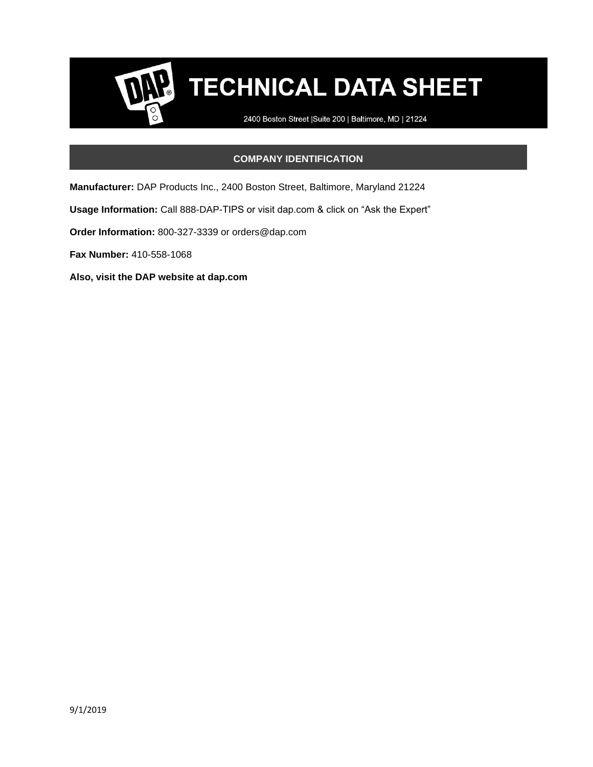## COMPANY IDENTIFICATION

**Manufacturer:** DAP Products Inc., 2400 Boston Street, Baltimore, Maryland 21224

**Usage Information:** Call 888-DAP-TIPS or visit dap.com & click on "Ask the Expert"

**Order Information:** 800-327-3339 or orders@dap.com

**Fax Number:** 410-558-1068

**Also, visit the DAP website at dap.com**

9/1/2019